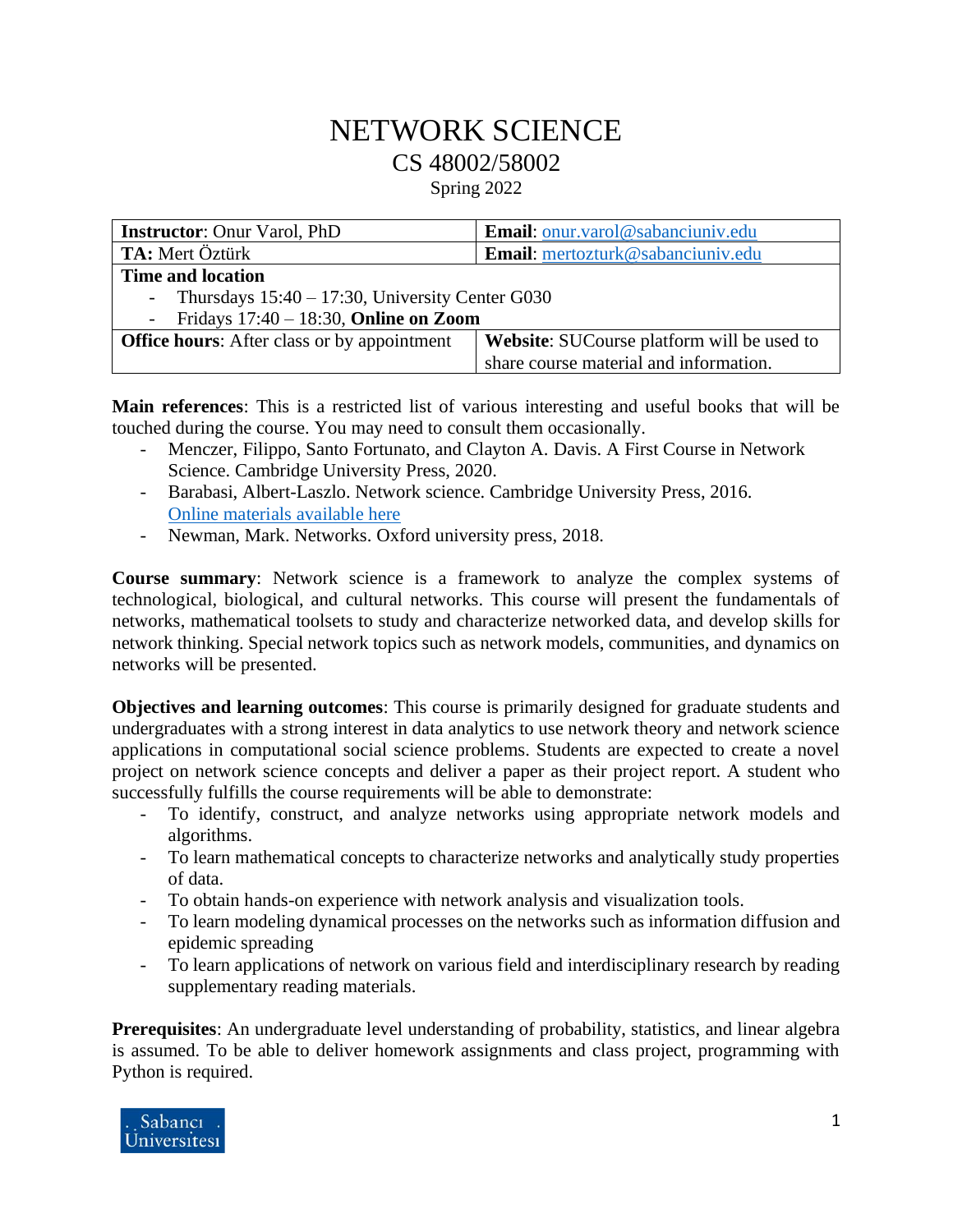# NETWORK SCIENCE

## CS 48002/58002

Spring 2022

| **Instructor**: Onur Varol, PhD | **Email**: onur.varol@sabanciuniv.edu |
|---|---|
| **TA:** Mert Öztürk | **Email**: mertozturk@sabanciuniv.edu |
| **Time and location**<br>- Thursdays 15:40 – 17:30, University Center G030<br>- Fridays 17:40 – 18:30, **Online on Zoom** | |
| **Office hours**: After class or by appointment | **Website**: SUCourse platform will be used to share course material and information. |

**Main references**: This is a restricted list of various interesting and useful books that will be touched during the course. You may need to consult them occasionally.

- Menczer, Filippo, Santo Fortunato, and Clayton A. Davis. A First Course in Network Science. Cambridge University Press, 2020.
- Barabasi, Albert-Laszlo. Network science. Cambridge University Press, 2016. Online materials available here
- Newman, Mark. Networks. Oxford university press, 2018.

**Course summary**: Network science is a framework to analyze the complex systems of technological, biological, and cultural networks. This course will present the fundamentals of networks, mathematical toolsets to study and characterize networked data, and develop skills for network thinking. Special network topics such as network models, communities, and dynamics on networks will be presented.

**Objectives and learning outcomes**: This course is primarily designed for graduate students and undergraduates with a strong interest in data analytics to use network theory and network science applications in computational social science problems. Students are expected to create a novel project on network science concepts and deliver a paper as their project report. A student who successfully fulfills the course requirements will be able to demonstrate:

- To identify, construct, and analyze networks using appropriate network models and algorithms.
- To learn mathematical concepts to characterize networks and analytically study properties of data.
- To obtain hands-on experience with network analysis and visualization tools.
- To learn modeling dynamical processes on the networks such as information diffusion and epidemic spreading
- To learn applications of network on various field and interdisciplinary research by reading supplementary reading materials.

**Prerequisites**: An undergraduate level understanding of probability, statistics, and linear algebra is assumed. To be able to deliver homework assignments and class project, programming with Python is required.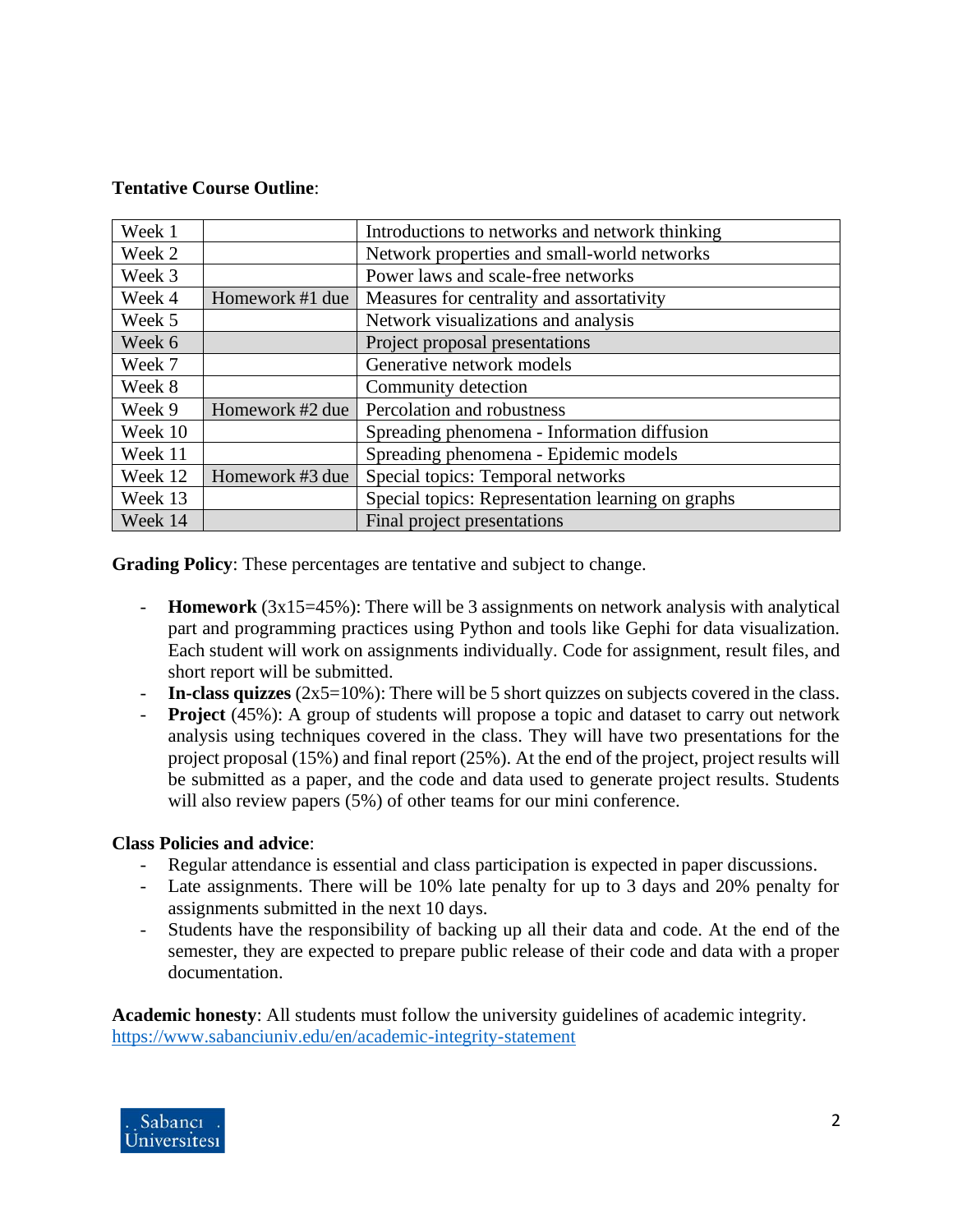**Tentative Course Outline**:

| | | |
|---|---|---|
| Week 1 | | Introductions to networks and network thinking |
| Week 2 | | Network properties and small-world networks |
| Week 3 | | Power laws and scale-free networks |
| Week 4 | Homework #1 due | Measures for centrality and assortativity |
| Week 5 | | Network visualizations and analysis |
| Week 6 | | Project proposal presentations |
| Week 7 | | Generative network models |
| Week 8 | | Community detection |
| Week 9 | Homework #2 due | Percolation and robustness |
| Week 10 | | Spreading phenomena - Information diffusion |
| Week 11 | | Spreading phenomena - Epidemic models |
| Week 12 | Homework #3 due | Special topics: Temporal networks |
| Week 13 | | Special topics: Representation learning on graphs |
| Week 14 | | Final project presentations |

**Grading Policy**: These percentages are tentative and subject to change.

- **Homework** (3x15=45%): There will be 3 assignments on network analysis with analytical part and programming practices using Python and tools like Gephi for data visualization. Each student will work on assignments individually. Code for assignment, result files, and short report will be submitted.
- **In-class quizzes** (2x5=10%): There will be 5 short quizzes on subjects covered in the class.
- **Project** (45%): A group of students will propose a topic and dataset to carry out network analysis using techniques covered in the class. They will have two presentations for the project proposal (15%) and final report (25%). At the end of the project, project results will be submitted as a paper, and the code and data used to generate project results. Students will also review papers (5%) of other teams for our mini conference.

**Class Policies and advice**:

- Regular attendance is essential and class participation is expected in paper discussions.
- Late assignments. There will be 10% late penalty for up to 3 days and 20% penalty for assignments submitted in the next 10 days.
- Students have the responsibility of backing up all their data and code. At the end of the semester, they are expected to prepare public release of their code and data with a proper documentation.

**Academic honesty**: All students must follow the university guidelines of academic integrity. https://www.sabanciuniv.edu/en/academic-integrity-statement